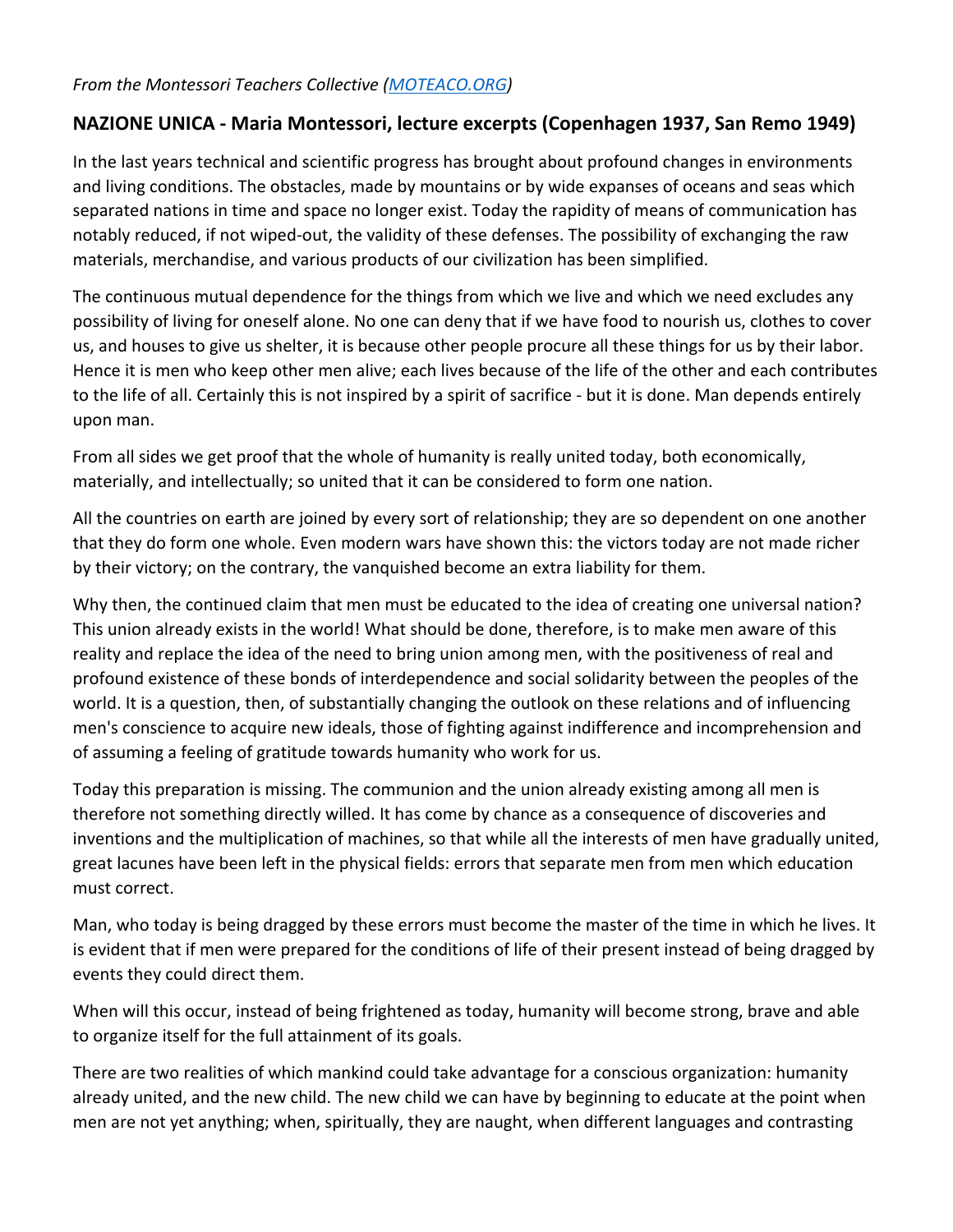*From the Montessori Teachers Collective ([MOTEACO.ORG](http://MOTEACO.ORG))*

## NAZIONE UNICA - Maria Montessori, lecture excerpts (Copenhagen 1937, San Remo 1949)

In the last years technical and scientific progress has brought about profound changes in environments and living conditions. The obstacles, made by mountains or by wide expanses of oceans and seas which separated nations in time and space no longer exist. Today the rapidity of means of communication has notably reduced, if not wiped-out, the validity of these defenses. The possibility of exchanging the raw materials, merchandise, and various products of our civilization has been simplified.

The continuous mutual dependence for the things from which we live and which we need excludes any possibility of living for oneself alone. No one can deny that if we have food to nourish us, clothes to cover us, and houses to give us shelter, it is because other people procure all these things for us by their labor. Hence it is men who keep other men alive; each lives because of the life of the other and each contributes to the life of all. Certainly this is not inspired by a spirit of sacrifice - but it is done. Man depends entirely upon man.

From all sides we get proof that the whole of humanity is really united today, both economically, materially, and intellectually; so united that it can be considered to form one nation.

All the countries on earth are joined by every sort of relationship; they are so dependent on one another that they do form one whole. Even modern wars have shown this: the victors today are not made richer by their victory; on the contrary, the vanquished become an extra liability for them.

Why then, the continued claim that men must be educated to the idea of creating one universal nation? This union already exists in the world! What should be done, therefore, is to make men aware of this reality and replace the idea of the need to bring union among men, with the positiveness of real and profound existence of these bonds of interdependence and social solidarity between the peoples of the world. It is a question, then, of substantially changing the outlook on these relations and of influencing men's conscience to acquire new ideals, those of fighting against indifference and incomprehension and of assuming a feeling of gratitude towards humanity who work for us.

Today this preparation is missing. The communion and the union already existing among all men is therefore not something directly willed. It has come by chance as a consequence of discoveries and inventions and the multiplication of machines, so that while all the interests of men have gradually united, great lacunes have been left in the physical fields: errors that separate men from men which education must correct.

Man, who today is being dragged by these errors must become the master of the time in which he lives. It is evident that if men were prepared for the conditions of life of their present instead of being dragged by events they could direct them.

When will this occur, instead of being frightened as today, humanity will become strong, brave and able to organize itself for the full attainment of its goals.

There are two realities of which mankind could take advantage for a conscious organization: humanity already united, and the new child. The new child we can have by beginning to educate at the point when men are not yet anything; when, spiritually, they are naught, when different languages and contrasting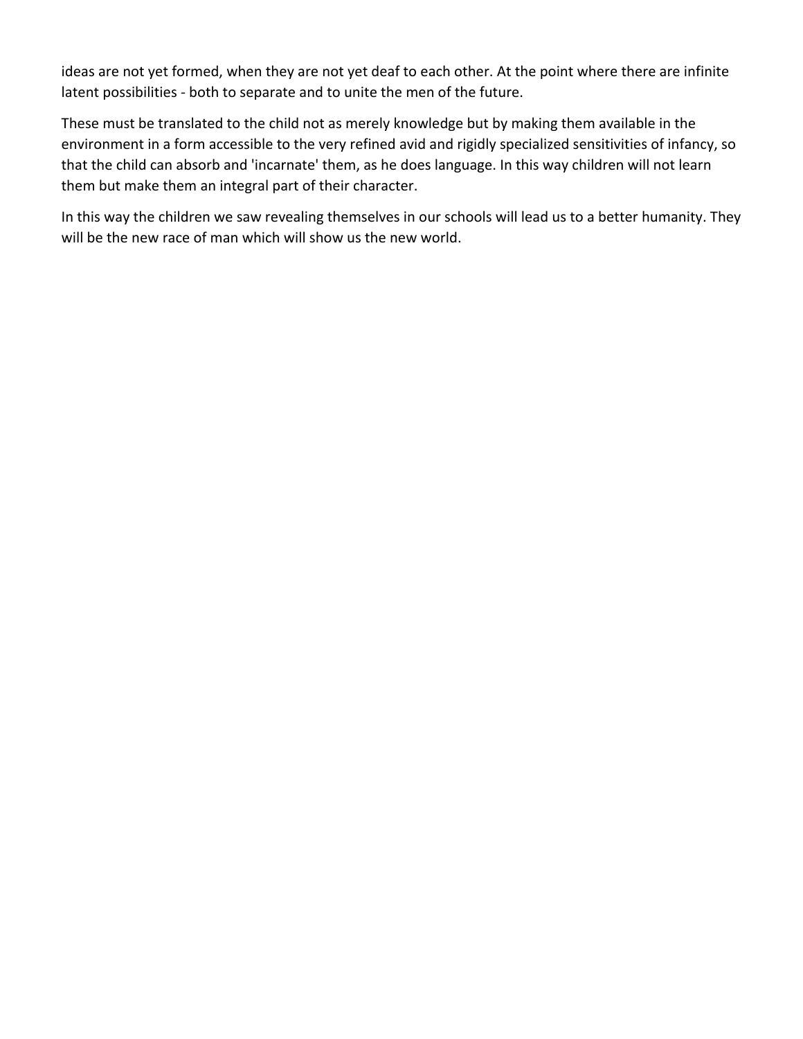ideas are not yet formed, when they are not yet deaf to each other. At the point where there are infinite latent possibilities - both to separate and to unite the men of the future.

These must be translated to the child not as merely knowledge but by making them available in the environment in a form accessible to the very refined avid and rigidly specialized sensitivities of infancy, so that the child can absorb and 'incarnate' them, as he does language. In this way children will not learn them but make them an integral part of their character.

In this way the children we saw revealing themselves in our schools will lead us to a better humanity. They will be the new race of man which will show us the new world.